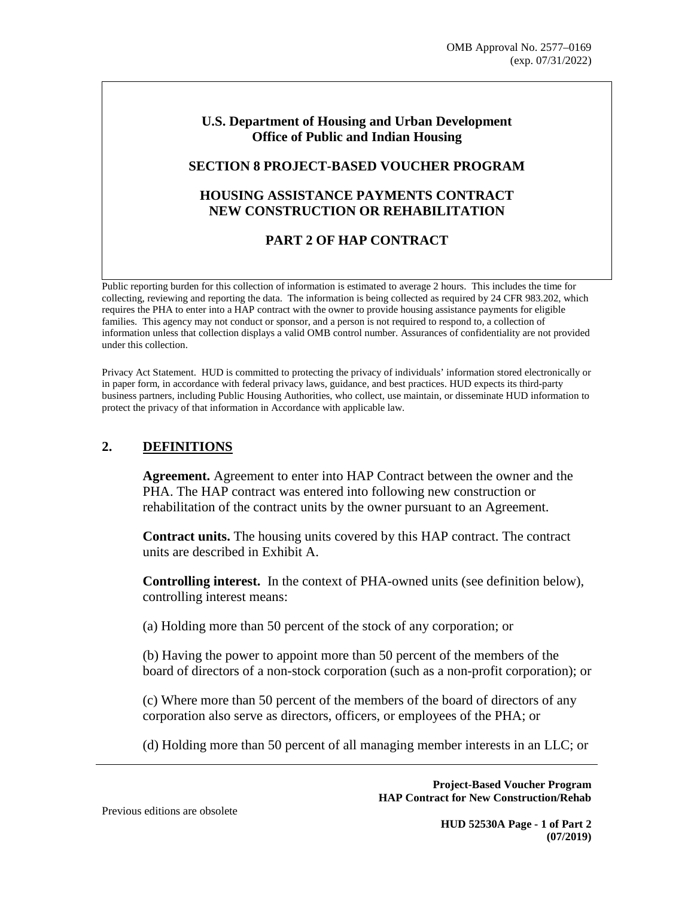OMB Approval No. 2577–0169
(exp. 07/31/2022)

# U.S. Department of Housing and Urban Development
# Office of Public and Indian Housing

## SECTION 8 PROJECT-BASED VOUCHER PROGRAM

## HOUSING ASSISTANCE PAYMENTS CONTRACT
## NEW CONSTRUCTION OR REHABILITATION

## PART 2 OF HAP CONTRACT

Public reporting burden for this collection of information is estimated to average 2 hours. This includes the time for collecting, reviewing and reporting the data. The information is being collected as required by 24 CFR 983.202, which requires the PHA to enter into a HAP contract with the owner to provide housing assistance payments for eligible families. This agency may not conduct or sponsor, and a person is not required to respond to, a collection of information unless that collection displays a valid OMB control number. Assurances of confidentiality are not provided under this collection.

Privacy Act Statement. HUD is committed to protecting the privacy of individuals' information stored electronically or in paper form, in accordance with federal privacy laws, guidance, and best practices. HUD expects its third-party business partners, including Public Housing Authorities, who collect, use maintain, or disseminate HUD information to protect the privacy of that information in Accordance with applicable law.

## 2. DEFINITIONS

**Agreement.** Agreement to enter into HAP Contract between the owner and the PHA. The HAP contract was entered into following new construction or rehabilitation of the contract units by the owner pursuant to an Agreement.

**Contract units.** The housing units covered by this HAP contract. The contract units are described in Exhibit A.

**Controlling interest.** In the context of PHA-owned units (see definition below), controlling interest means:

(a) Holding more than 50 percent of the stock of any corporation; or

(b) Having the power to appoint more than 50 percent of the members of the board of directors of a non-stock corporation (such as a non-profit corporation); or

(c) Where more than 50 percent of the members of the board of directors of any corporation also serve as directors, officers, or employees of the PHA; or

(d) Holding more than 50 percent of all managing member interests in an LLC; or

Previous editions are obsolete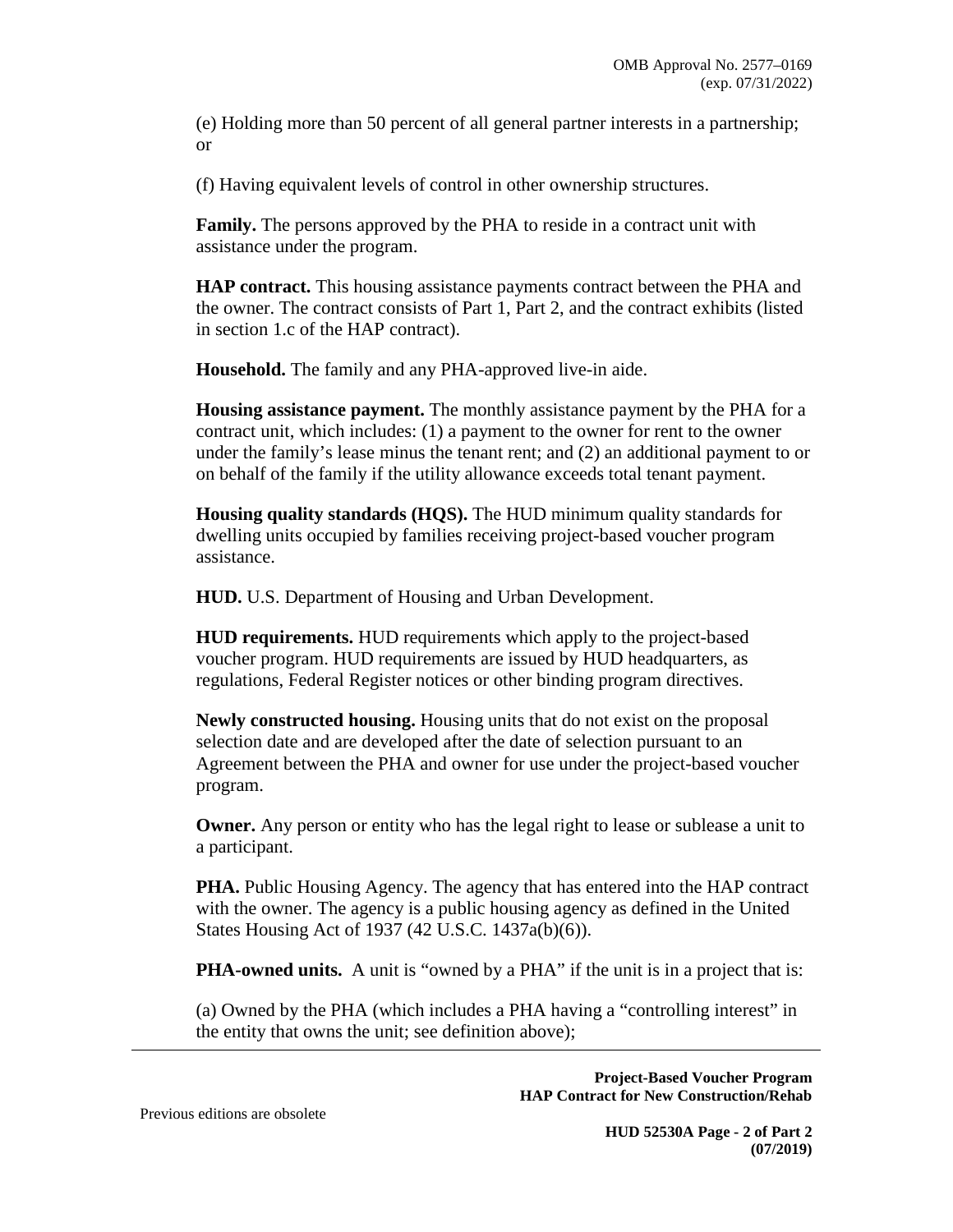(e) Holding more than 50 percent of all general partner interests in a partnership; or

(f) Having equivalent levels of control in other ownership structures.

**Family.** The persons approved by the PHA to reside in a contract unit with assistance under the program.

**HAP contract.** This housing assistance payments contract between the PHA and the owner. The contract consists of Part 1, Part 2, and the contract exhibits (listed in section 1.c of the HAP contract).

**Household.** The family and any PHA-approved live-in aide.

**Housing assistance payment.** The monthly assistance payment by the PHA for a contract unit, which includes: (1) a payment to the owner for rent to the owner under the family's lease minus the tenant rent; and (2) an additional payment to or on behalf of the family if the utility allowance exceeds total tenant payment.

**Housing quality standards (HQS).** The HUD minimum quality standards for dwelling units occupied by families receiving project-based voucher program assistance.

**HUD.** U.S. Department of Housing and Urban Development.

**HUD requirements.** HUD requirements which apply to the project-based voucher program. HUD requirements are issued by HUD headquarters, as regulations, Federal Register notices or other binding program directives.

**Newly constructed housing.** Housing units that do not exist on the proposal selection date and are developed after the date of selection pursuant to an Agreement between the PHA and owner for use under the project-based voucher program.

**Owner.** Any person or entity who has the legal right to lease or sublease a unit to a participant.

**PHA.** Public Housing Agency. The agency that has entered into the HAP contract with the owner. The agency is a public housing agency as defined in the United States Housing Act of 1937 (42 U.S.C. 1437a(b)(6)).

**PHA-owned units.** A unit is "owned by a PHA" if the unit is in a project that is:

(a) Owned by the PHA (which includes a PHA having a "controlling interest" in the entity that owns the unit; see definition above);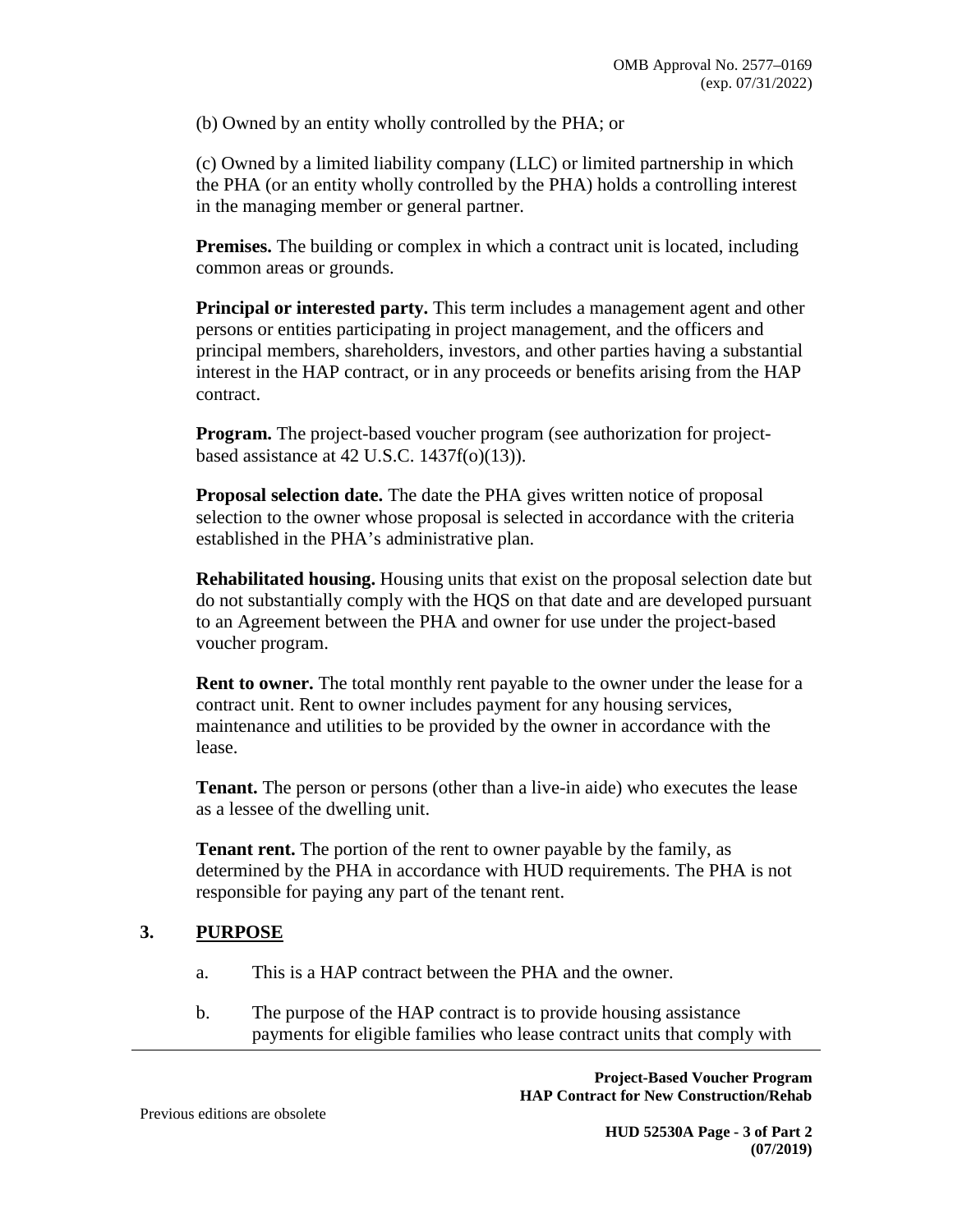(b) Owned by an entity wholly controlled by the PHA; or

(c) Owned by a limited liability company (LLC) or limited partnership in which the PHA (or an entity wholly controlled by the PHA) holds a controlling interest in the managing member or general partner.

**Premises.** The building or complex in which a contract unit is located, including common areas or grounds.

**Principal or interested party.** This term includes a management agent and other persons or entities participating in project management, and the officers and principal members, shareholders, investors, and other parties having a substantial interest in the HAP contract, or in any proceeds or benefits arising from the HAP contract.

**Program.** The project-based voucher program (see authorization for project-based assistance at 42 U.S.C. 1437f(o)(13)).

**Proposal selection date.** The date the PHA gives written notice of proposal selection to the owner whose proposal is selected in accordance with the criteria established in the PHA's administrative plan.

**Rehabilitated housing.** Housing units that exist on the proposal selection date but do not substantially comply with the HQS on that date and are developed pursuant to an Agreement between the PHA and owner for use under the project-based voucher program.

**Rent to owner.** The total monthly rent payable to the owner under the lease for a contract unit. Rent to owner includes payment for any housing services, maintenance and utilities to be provided by the owner in accordance with the lease.

**Tenant.** The person or persons (other than a live-in aide) who executes the lease as a lessee of the dwelling unit.

**Tenant rent.** The portion of the rent to owner payable by the family, as determined by the PHA in accordance with HUD requirements. The PHA is not responsible for paying any part of the tenant rent.

## 3. PURPOSE

a. This is a HAP contract between the PHA and the owner.

b. The purpose of the HAP contract is to provide housing assistance payments for eligible families who lease contract units that comply with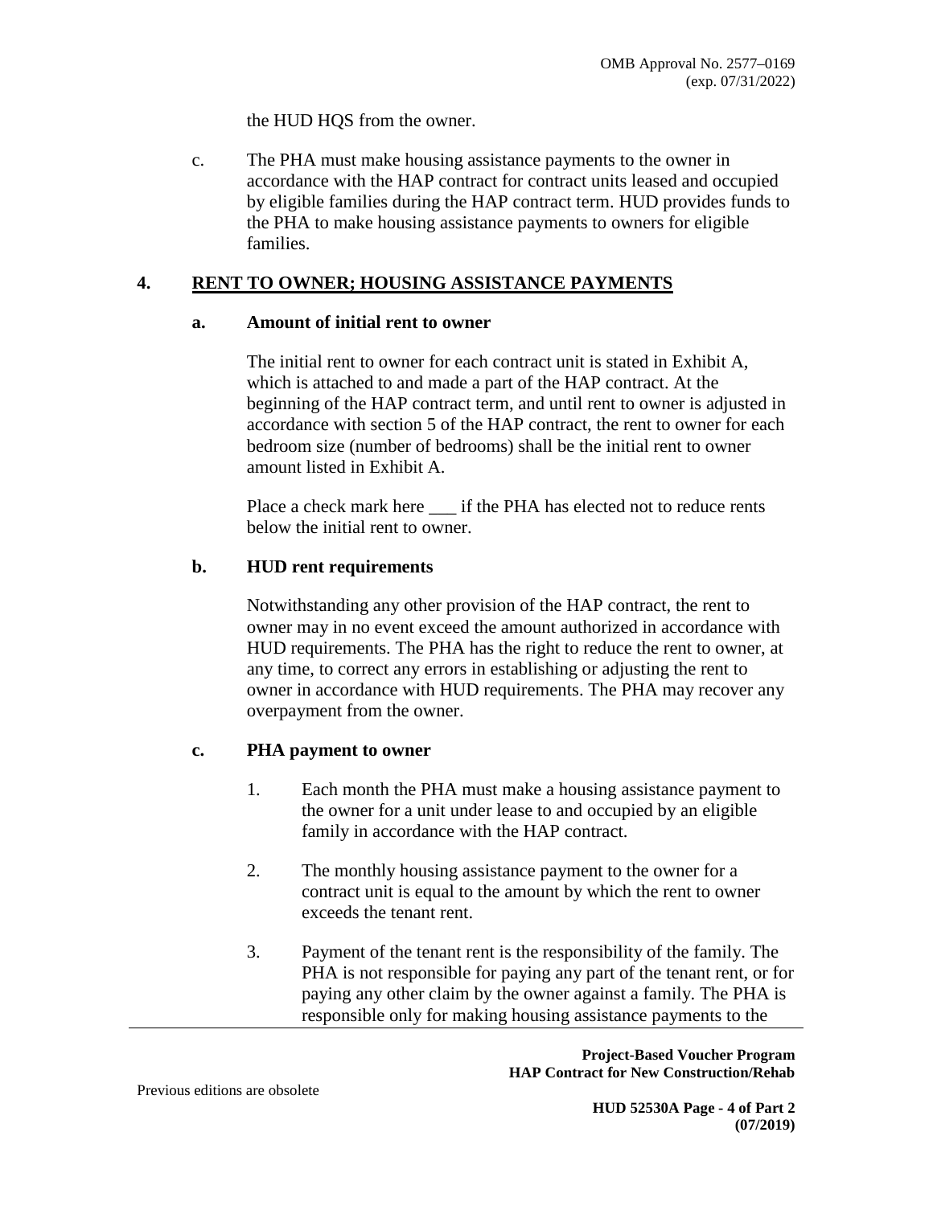the HUD HQS from the owner.

c. The PHA must make housing assistance payments to the owner in accordance with the HAP contract for contract units leased and occupied by eligible families during the HAP contract term. HUD provides funds to the PHA to make housing assistance payments to owners for eligible families.

## 4. RENT TO OWNER; HOUSING ASSISTANCE PAYMENTS

### a. Amount of initial rent to owner

The initial rent to owner for each contract unit is stated in Exhibit A, which is attached to and made a part of the HAP contract. At the beginning of the HAP contract term, and until rent to owner is adjusted in accordance with section 5 of the HAP contract, the rent to owner for each bedroom size (number of bedrooms) shall be the initial rent to owner amount listed in Exhibit A.

Place a check mark here ___ if the PHA has elected not to reduce rents below the initial rent to owner.

### b. HUD rent requirements

Notwithstanding any other provision of the HAP contract, the rent to owner may in no event exceed the amount authorized in accordance with HUD requirements. The PHA has the right to reduce the rent to owner, at any time, to correct any errors in establishing or adjusting the rent to owner in accordance with HUD requirements. The PHA may recover any overpayment from the owner.

### c. PHA payment to owner

1. Each month the PHA must make a housing assistance payment to the owner for a unit under lease to and occupied by an eligible family in accordance with the HAP contract.

2. The monthly housing assistance payment to the owner for a contract unit is equal to the amount by which the rent to owner exceeds the tenant rent.

3. Payment of the tenant rent is the responsibility of the family. The PHA is not responsible for paying any part of the tenant rent, or for paying any other claim by the owner against a family. The PHA is responsible only for making housing assistance payments to the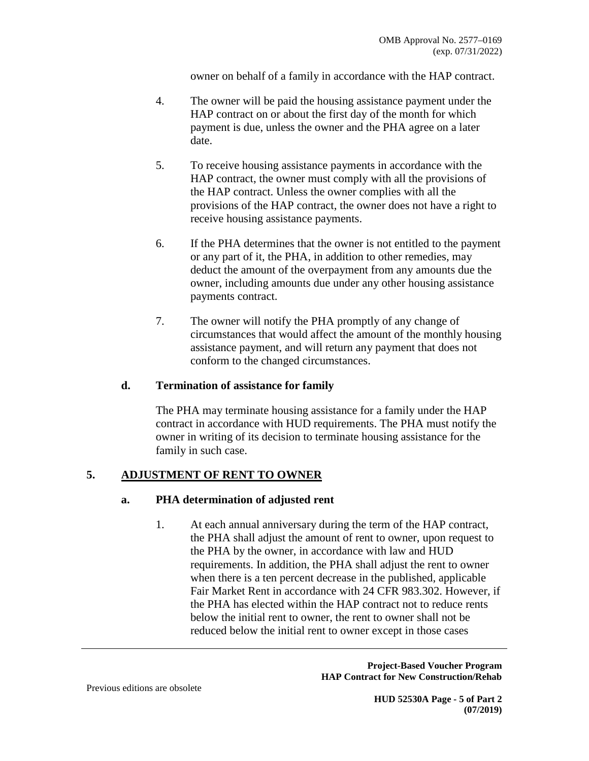owner on behalf of a family in accordance with the HAP contract.

4. The owner will be paid the housing assistance payment under the HAP contract on or about the first day of the month for which payment is due, unless the owner and the PHA agree on a later date.

5. To receive housing assistance payments in accordance with the HAP contract, the owner must comply with all the provisions of the HAP contract. Unless the owner complies with all the provisions of the HAP contract, the owner does not have a right to receive housing assistance payments.

6. If the PHA determines that the owner is not entitled to the payment or any part of it, the PHA, in addition to other remedies, may deduct the amount of the overpayment from any amounts due the owner, including amounts due under any other housing assistance payments contract.

7. The owner will notify the PHA promptly of any change of circumstances that would affect the amount of the monthly housing assistance payment, and will return any payment that does not conform to the changed circumstances.

### d. Termination of assistance for family

The PHA may terminate housing assistance for a family under the HAP contract in accordance with HUD requirements. The PHA must notify the owner in writing of its decision to terminate housing assistance for the family in such case.

## 5. ADJUSTMENT OF RENT TO OWNER

### a. PHA determination of adjusted rent

1. At each annual anniversary during the term of the HAP contract, the PHA shall adjust the amount of rent to owner, upon request to the PHA by the owner, in accordance with law and HUD requirements. In addition, the PHA shall adjust the rent to owner when there is a ten percent decrease in the published, applicable Fair Market Rent in accordance with 24 CFR 983.302. However, if the PHA has elected within the HAP contract not to reduce rents below the initial rent to owner, the rent to owner shall not be reduced below the initial rent to owner except in those cases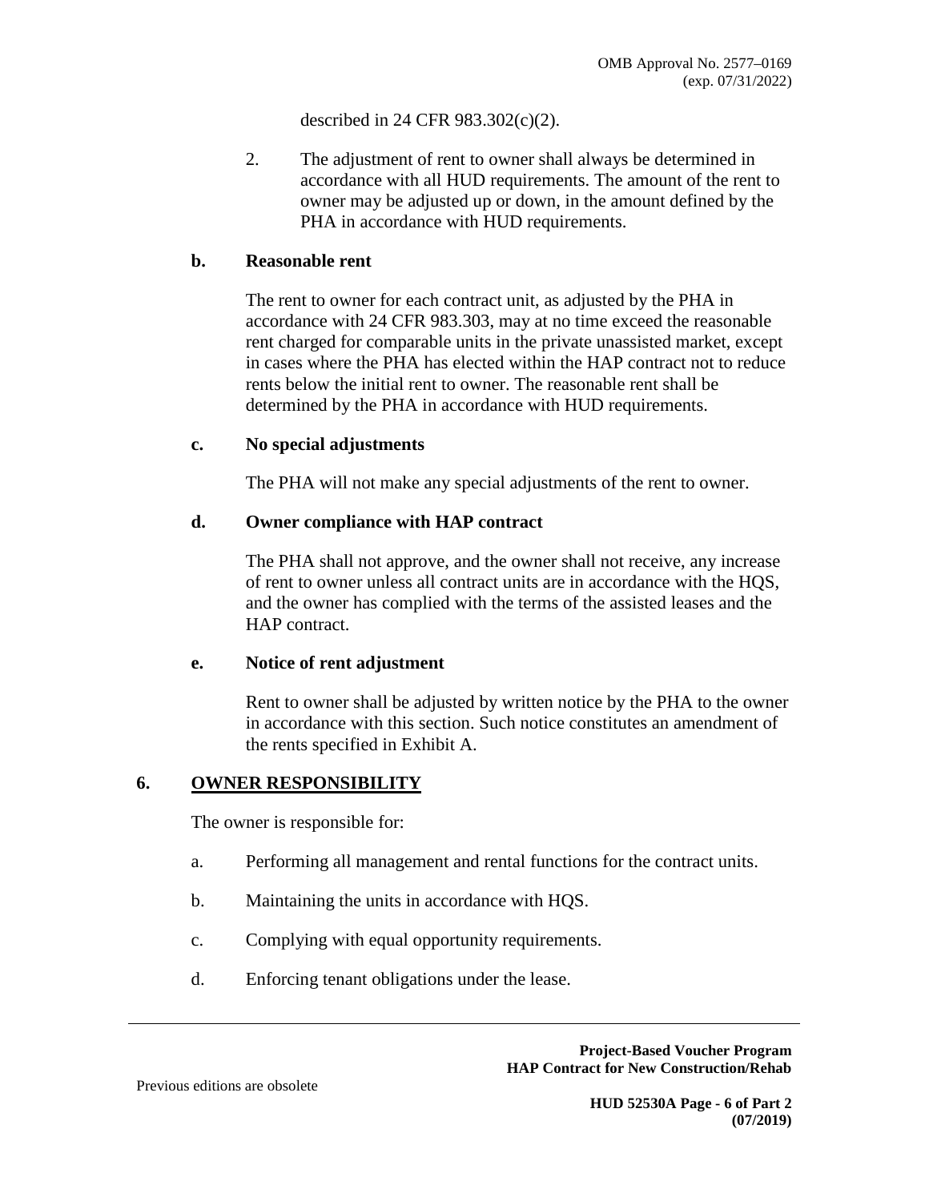described in 24 CFR 983.302(c)(2).

2. The adjustment of rent to owner shall always be determined in accordance with all HUD requirements. The amount of the rent to owner may be adjusted up or down, in the amount defined by the PHA in accordance with HUD requirements.

**b. Reasonable rent**

The rent to owner for each contract unit, as adjusted by the PHA in accordance with 24 CFR 983.303, may at no time exceed the reasonable rent charged for comparable units in the private unassisted market, except in cases where the PHA has elected within the HAP contract not to reduce rents below the initial rent to owner. The reasonable rent shall be determined by the PHA in accordance with HUD requirements.

**c. No special adjustments**

The PHA will not make any special adjustments of the rent to owner.

**d. Owner compliance with HAP contract**

The PHA shall not approve, and the owner shall not receive, any increase of rent to owner unless all contract units are in accordance with the HQS, and the owner has complied with the terms of the assisted leases and the HAP contract.

**e. Notice of rent adjustment**

Rent to owner shall be adjusted by written notice by the PHA to the owner in accordance with this section. Such notice constitutes an amendment of the rents specified in Exhibit A.

## 6. OWNER RESPONSIBILITY

The owner is responsible for:

a. Performing all management and rental functions for the contract units.

b. Maintaining the units in accordance with HQS.

c. Complying with equal opportunity requirements.

d. Enforcing tenant obligations under the lease.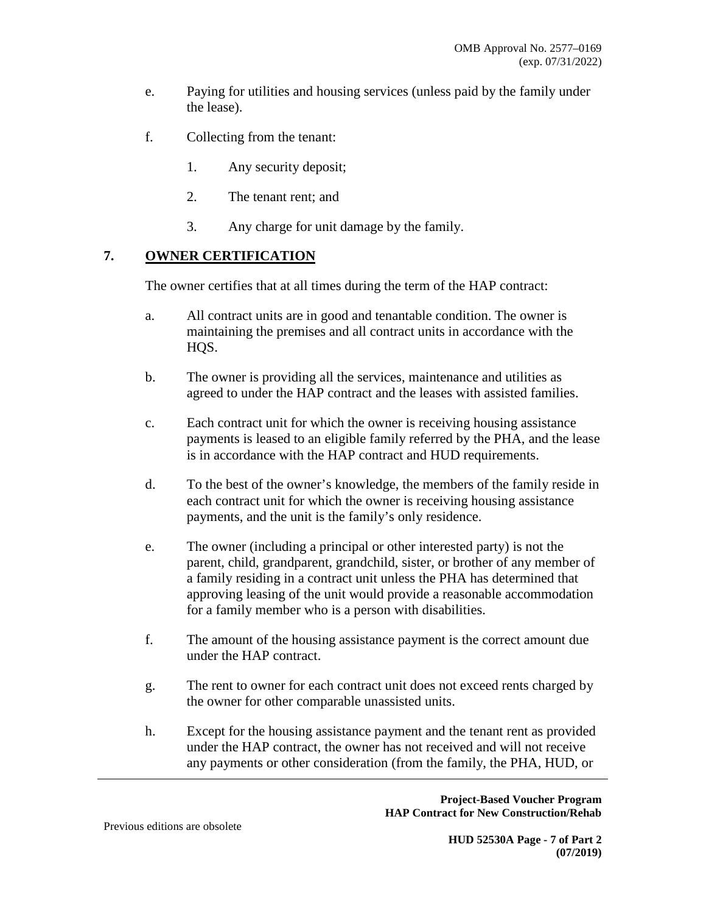e. Paying for utilities and housing services (unless paid by the family under the lease).

f. Collecting from the tenant:

   1. Any security deposit;

   2. The tenant rent; and

   3. Any charge for unit damage by the family.

## 7. OWNER CERTIFICATION

The owner certifies that at all times during the term of the HAP contract:

a. All contract units are in good and tenantable condition. The owner is maintaining the premises and all contract units in accordance with the HQS.

b. The owner is providing all the services, maintenance and utilities as agreed to under the HAP contract and the leases with assisted families.

c. Each contract unit for which the owner is receiving housing assistance payments is leased to an eligible family referred by the PHA, and the lease is in accordance with the HAP contract and HUD requirements.

d. To the best of the owner's knowledge, the members of the family reside in each contract unit for which the owner is receiving housing assistance payments, and the unit is the family's only residence.

e. The owner (including a principal or other interested party) is not the parent, child, grandparent, grandchild, sister, or brother of any member of a family residing in a contract unit unless the PHA has determined that approving leasing of the unit would provide a reasonable accommodation for a family member who is a person with disabilities.

f. The amount of the housing assistance payment is the correct amount due under the HAP contract.

g. The rent to owner for each contract unit does not exceed rents charged by the owner for other comparable unassisted units.

h. Except for the housing assistance payment and the tenant rent as provided under the HAP contract, the owner has not received and will not receive any payments or other consideration (from the family, the PHA, HUD, or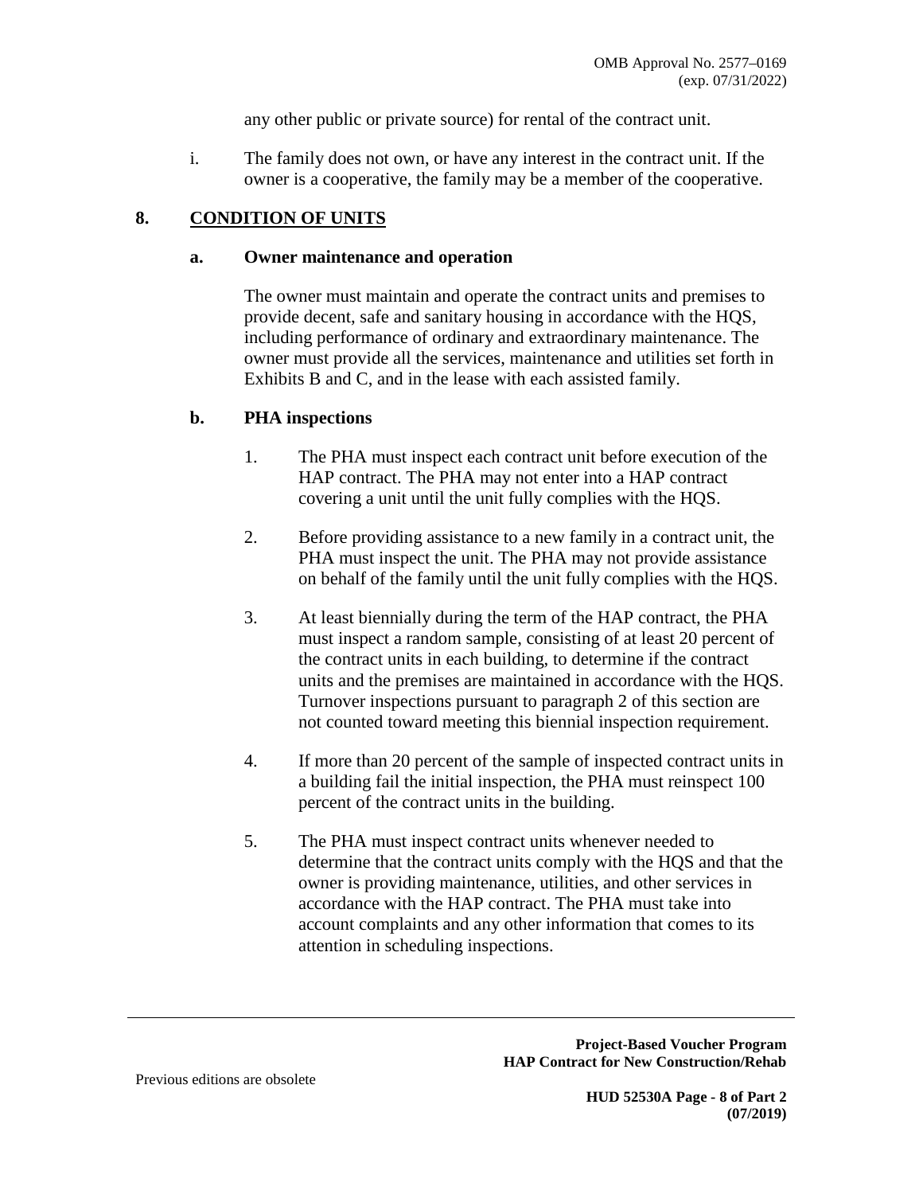any other public or private source) for rental of the contract unit.

i. The family does not own, or have any interest in the contract unit. If the owner is a cooperative, the family may be a member of the cooperative.

## 8. CONDITION OF UNITS

### a. Owner maintenance and operation

The owner must maintain and operate the contract units and premises to provide decent, safe and sanitary housing in accordance with the HQS, including performance of ordinary and extraordinary maintenance. The owner must provide all the services, maintenance and utilities set forth in Exhibits B and C, and in the lease with each assisted family.

### b. PHA inspections

1. The PHA must inspect each contract unit before execution of the HAP contract. The PHA may not enter into a HAP contract covering a unit until the unit fully complies with the HQS.

2. Before providing assistance to a new family in a contract unit, the PHA must inspect the unit. The PHA may not provide assistance on behalf of the family until the unit fully complies with the HQS.

3. At least biennially during the term of the HAP contract, the PHA must inspect a random sample, consisting of at least 20 percent of the contract units in each building, to determine if the contract units and the premises are maintained in accordance with the HQS. Turnover inspections pursuant to paragraph 2 of this section are not counted toward meeting this biennial inspection requirement.

4. If more than 20 percent of the sample of inspected contract units in a building fail the initial inspection, the PHA must reinspect 100 percent of the contract units in the building.

5. The PHA must inspect contract units whenever needed to determine that the contract units comply with the HQS and that the owner is providing maintenance, utilities, and other services in accordance with the HAP contract. The PHA must take into account complaints and any other information that comes to its attention in scheduling inspections.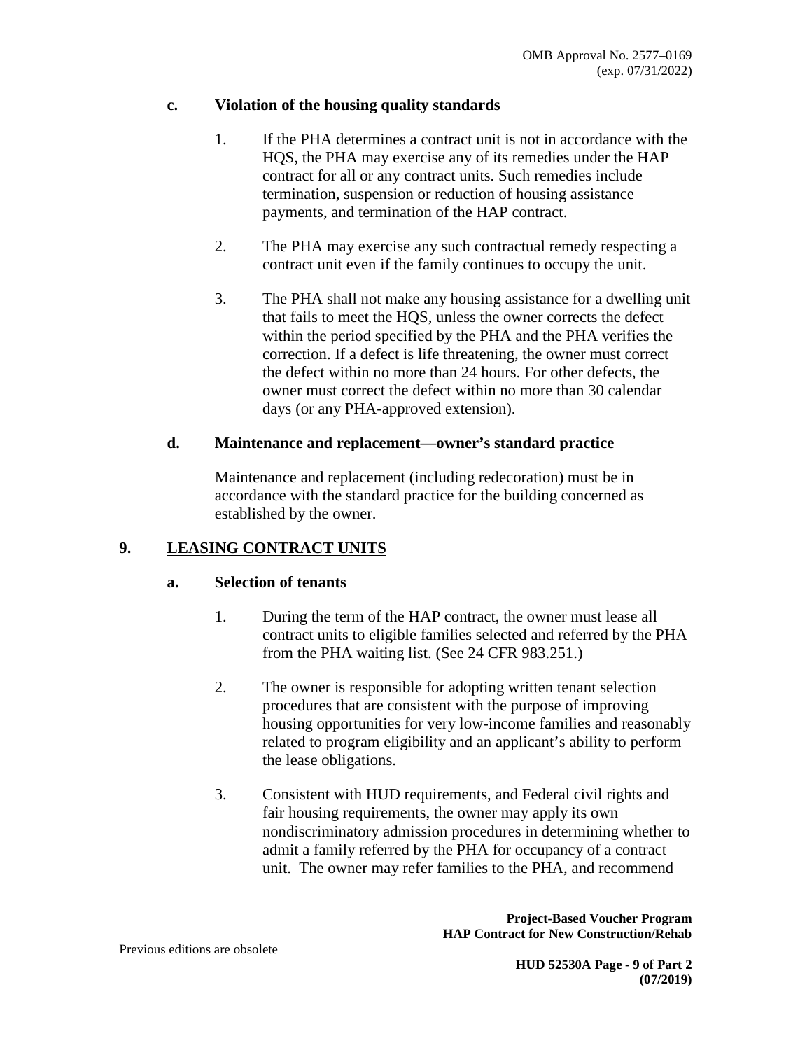**c. Violation of the housing quality standards**

1. If the PHA determines a contract unit is not in accordance with the HQS, the PHA may exercise any of its remedies under the HAP contract for all or any contract units. Such remedies include termination, suspension or reduction of housing assistance payments, and termination of the HAP contract.

2. The PHA may exercise any such contractual remedy respecting a contract unit even if the family continues to occupy the unit.

3. The PHA shall not make any housing assistance for a dwelling unit that fails to meet the HQS, unless the owner corrects the defect within the period specified by the PHA and the PHA verifies the correction. If a defect is life threatening, the owner must correct the defect within no more than 24 hours. For other defects, the owner must correct the defect within no more than 30 calendar days (or any PHA-approved extension).

**d. Maintenance and replacement—owner's standard practice**

Maintenance and replacement (including redecoration) must be in accordance with the standard practice for the building concerned as established by the owner.

## 9. LEASING CONTRACT UNITS

**a. Selection of tenants**

1. During the term of the HAP contract, the owner must lease all contract units to eligible families selected and referred by the PHA from the PHA waiting list. (See 24 CFR 983.251.)

2. The owner is responsible for adopting written tenant selection procedures that are consistent with the purpose of improving housing opportunities for very low-income families and reasonably related to program eligibility and an applicant's ability to perform the lease obligations.

3. Consistent with HUD requirements, and Federal civil rights and fair housing requirements, the owner may apply its own nondiscriminatory admission procedures in determining whether to admit a family referred by the PHA for occupancy of a contract unit. The owner may refer families to the PHA, and recommend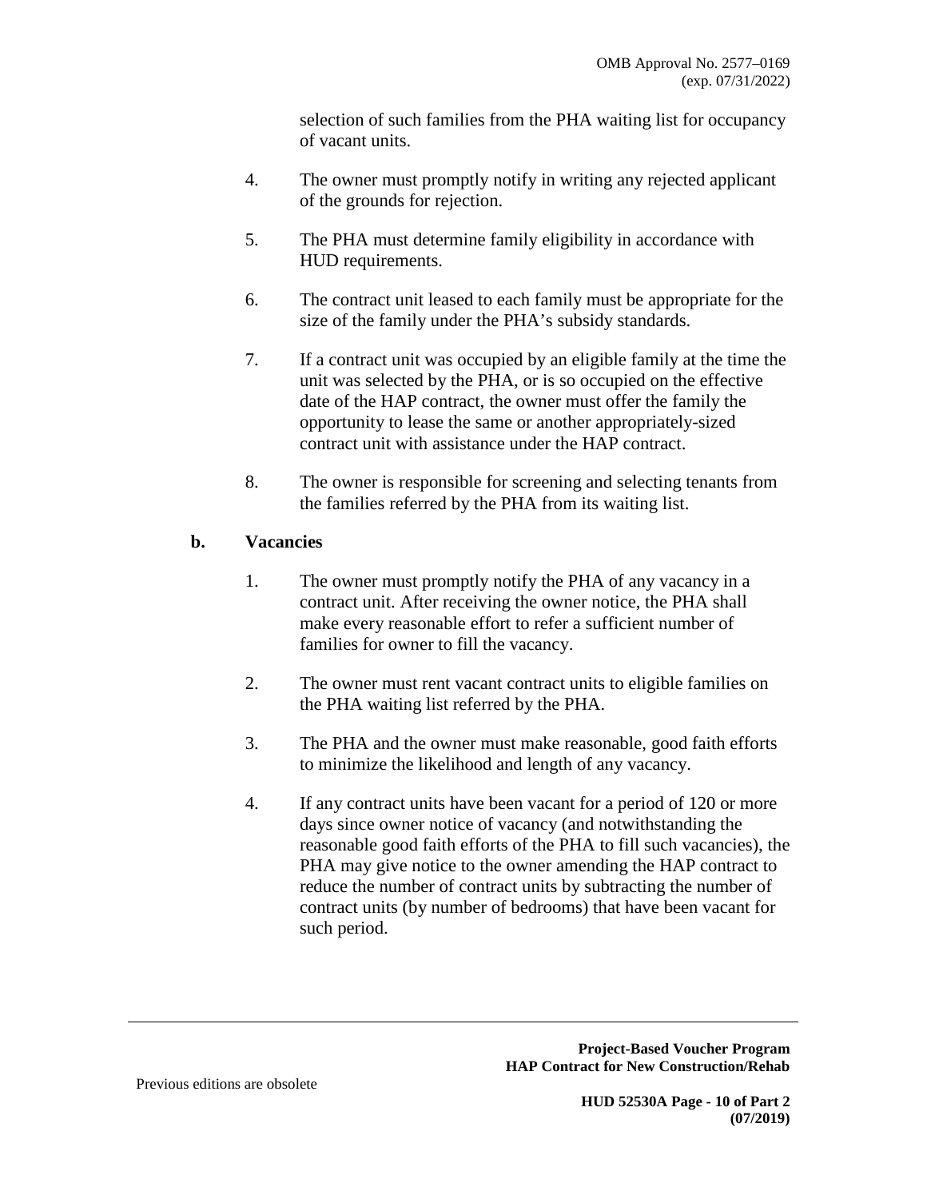selection of such families from the PHA waiting list for occupancy of vacant units.

4. The owner must promptly notify in writing any rejected applicant of the grounds for rejection.

5. The PHA must determine family eligibility in accordance with HUD requirements.

6. The contract unit leased to each family must be appropriate for the size of the family under the PHA's subsidy standards.

7. If a contract unit was occupied by an eligible family at the time the unit was selected by the PHA, or is so occupied on the effective date of the HAP contract, the owner must offer the family the opportunity to lease the same or another appropriately-sized contract unit with assistance under the HAP contract.

8. The owner is responsible for screening and selecting tenants from the families referred by the PHA from its waiting list.

**b. Vacancies**

1. The owner must promptly notify the PHA of any vacancy in a contract unit. After receiving the owner notice, the PHA shall make every reasonable effort to refer a sufficient number of families for owner to fill the vacancy.

2. The owner must rent vacant contract units to eligible families on the PHA waiting list referred by the PHA.

3. The PHA and the owner must make reasonable, good faith efforts to minimize the likelihood and length of any vacancy.

4. If any contract units have been vacant for a period of 120 or more days since owner notice of vacancy (and notwithstanding the reasonable good faith efforts of the PHA to fill such vacancies), the PHA may give notice to the owner amending the HAP contract to reduce the number of contract units by subtracting the number of contract units (by number of bedrooms) that have been vacant for such period.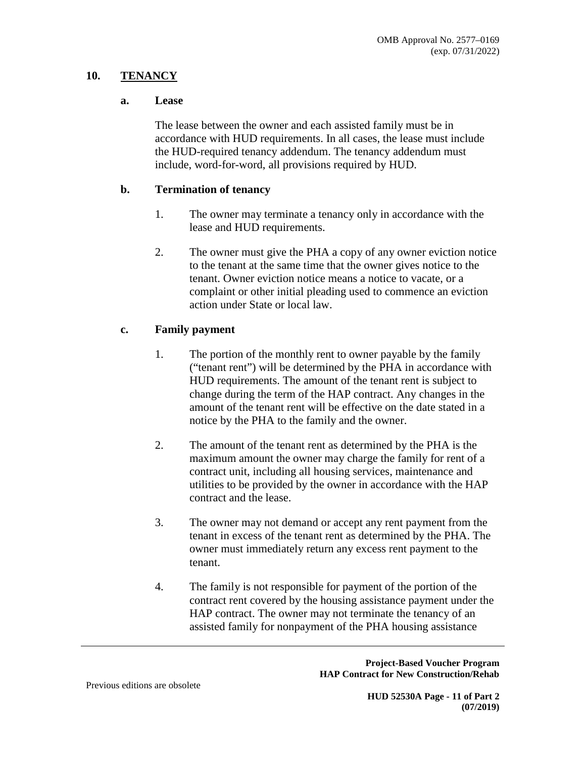## 10. TENANCY

### a. Lease

The lease between the owner and each assisted family must be in accordance with HUD requirements. In all cases, the lease must include the HUD-required tenancy addendum. The tenancy addendum must include, word-for-word, all provisions required by HUD.

### b. Termination of tenancy

1. The owner may terminate a tenancy only in accordance with the lease and HUD requirements.

2. The owner must give the PHA a copy of any owner eviction notice to the tenant at the same time that the owner gives notice to the tenant. Owner eviction notice means a notice to vacate, or a complaint or other initial pleading used to commence an eviction action under State or local law.

### c. Family payment

1. The portion of the monthly rent to owner payable by the family ("tenant rent") will be determined by the PHA in accordance with HUD requirements. The amount of the tenant rent is subject to change during the term of the HAP contract. Any changes in the amount of the tenant rent will be effective on the date stated in a notice by the PHA to the family and the owner.

2. The amount of the tenant rent as determined by the PHA is the maximum amount the owner may charge the family for rent of a contract unit, including all housing services, maintenance and utilities to be provided by the owner in accordance with the HAP contract and the lease.

3. The owner may not demand or accept any rent payment from the tenant in excess of the tenant rent as determined by the PHA. The owner must immediately return any excess rent payment to the tenant.

4. The family is not responsible for payment of the portion of the contract rent covered by the housing assistance payment under the HAP contract. The owner may not terminate the tenancy of an assisted family for nonpayment of the PHA housing assistance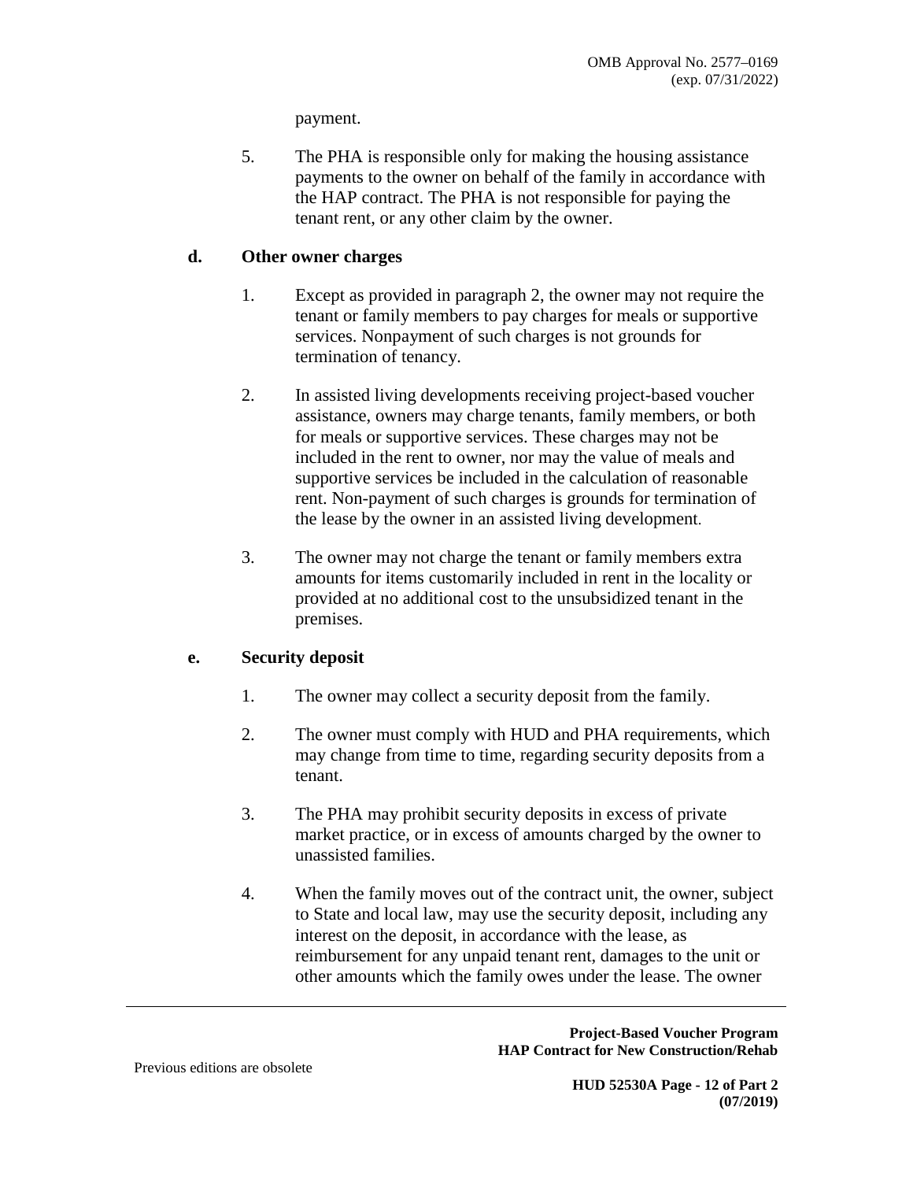payment.

5. The PHA is responsible only for making the housing assistance payments to the owner on behalf of the family in accordance with the HAP contract. The PHA is not responsible for paying the tenant rent, or any other claim by the owner.

**d. Other owner charges**

1. Except as provided in paragraph 2, the owner may not require the tenant or family members to pay charges for meals or supportive services. Nonpayment of such charges is not grounds for termination of tenancy.

2. In assisted living developments receiving project-based voucher assistance, owners may charge tenants, family members, or both for meals or supportive services. These charges may not be included in the rent to owner, nor may the value of meals and supportive services be included in the calculation of reasonable rent. Non-payment of such charges is grounds for termination of the lease by the owner in an assisted living development.

3. The owner may not charge the tenant or family members extra amounts for items customarily included in rent in the locality or provided at no additional cost to the unsubsidized tenant in the premises.

**e. Security deposit**

1. The owner may collect a security deposit from the family.

2. The owner must comply with HUD and PHA requirements, which may change from time to time, regarding security deposits from a tenant.

3. The PHA may prohibit security deposits in excess of private market practice, or in excess of amounts charged by the owner to unassisted families.

4. When the family moves out of the contract unit, the owner, subject to State and local law, may use the security deposit, including any interest on the deposit, in accordance with the lease, as reimbursement for any unpaid tenant rent, damages to the unit or other amounts which the family owes under the lease. The owner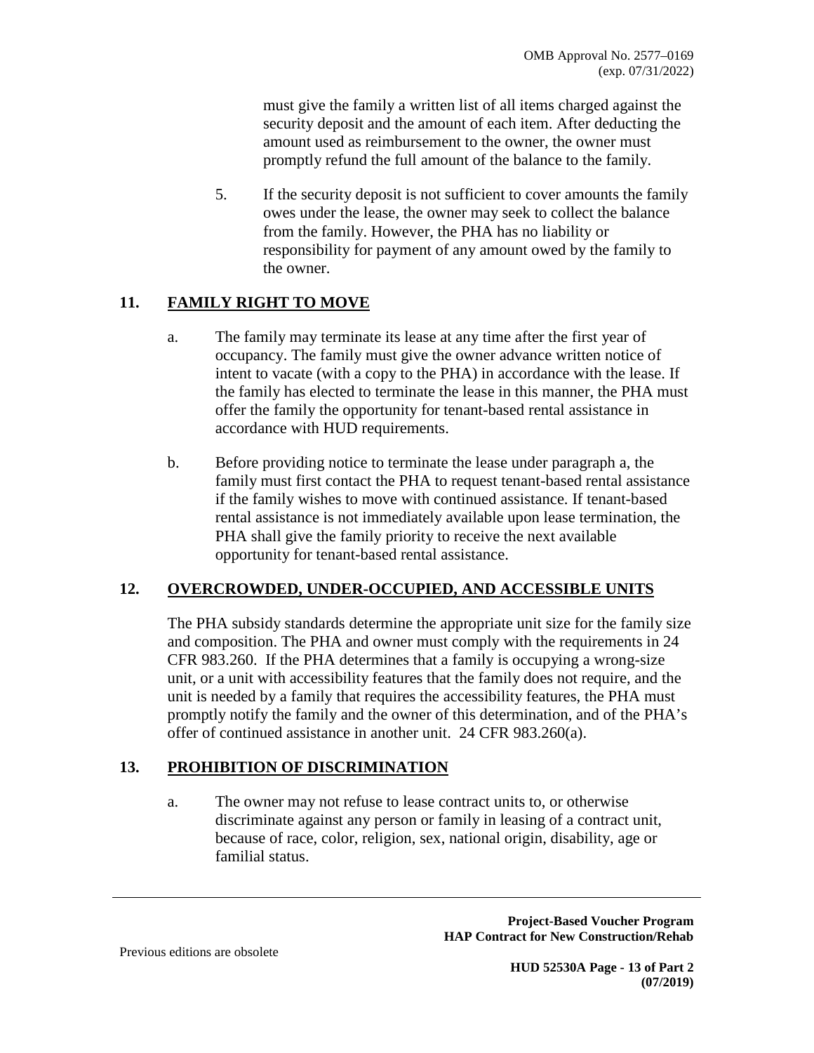must give the family a written list of all items charged against the security deposit and the amount of each item. After deducting the amount used as reimbursement to the owner, the owner must promptly refund the full amount of the balance to the family.

5. If the security deposit is not sufficient to cover amounts the family owes under the lease, the owner may seek to collect the balance from the family. However, the PHA has no liability or responsibility for payment of any amount owed by the family to the owner.

## 11. FAMILY RIGHT TO MOVE

a. The family may terminate its lease at any time after the first year of occupancy. The family must give the owner advance written notice of intent to vacate (with a copy to the PHA) in accordance with the lease. If the family has elected to terminate the lease in this manner, the PHA must offer the family the opportunity for tenant-based rental assistance in accordance with HUD requirements.

b. Before providing notice to terminate the lease under paragraph a, the family must first contact the PHA to request tenant-based rental assistance if the family wishes to move with continued assistance. If tenant-based rental assistance is not immediately available upon lease termination, the PHA shall give the family priority to receive the next available opportunity for tenant-based rental assistance.

## 12. OVERCROWDED, UNDER-OCCUPIED, AND ACCESSIBLE UNITS

The PHA subsidy standards determine the appropriate unit size for the family size and composition. The PHA and owner must comply with the requirements in 24 CFR 983.260. If the PHA determines that a family is occupying a wrong-size unit, or a unit with accessibility features that the family does not require, and the unit is needed by a family that requires the accessibility features, the PHA must promptly notify the family and the owner of this determination, and of the PHA's offer of continued assistance in another unit. 24 CFR 983.260(a).

## 13. PROHIBITION OF DISCRIMINATION

a. The owner may not refuse to lease contract units to, or otherwise discriminate against any person or family in leasing of a contract unit, because of race, color, religion, sex, national origin, disability, age or familial status.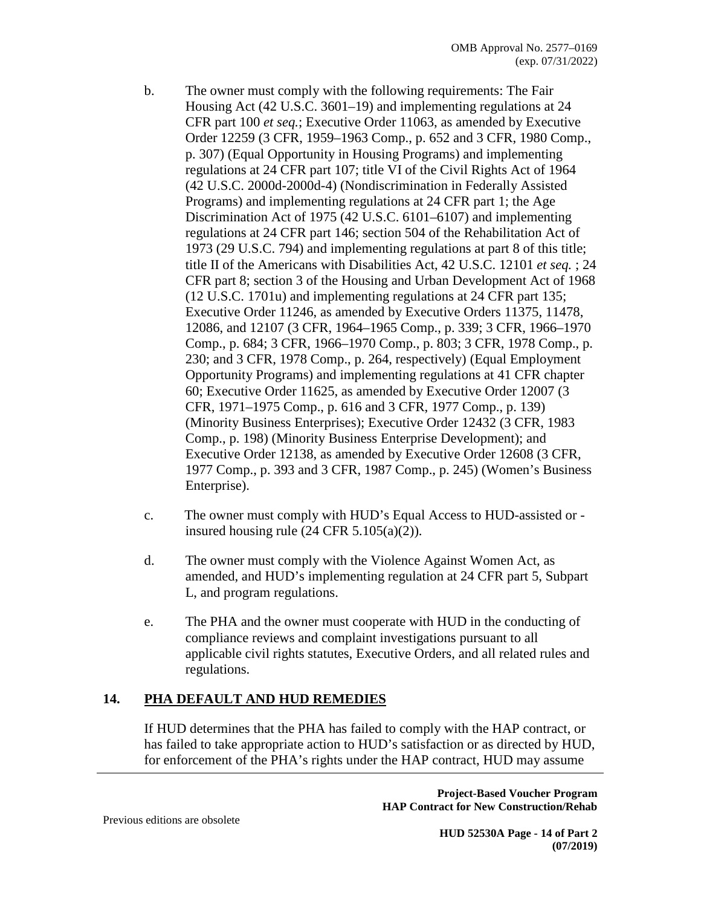b. The owner must comply with the following requirements: The Fair Housing Act (42 U.S.C. 3601–19) and implementing regulations at 24 CFR part 100 *et seq.*; Executive Order 11063, as amended by Executive Order 12259 (3 CFR, 1959–1963 Comp., p. 652 and 3 CFR, 1980 Comp., p. 307) (Equal Opportunity in Housing Programs) and implementing regulations at 24 CFR part 107; title VI of the Civil Rights Act of 1964 (42 U.S.C. 2000d-2000d-4) (Nondiscrimination in Federally Assisted Programs) and implementing regulations at 24 CFR part 1; the Age Discrimination Act of 1975 (42 U.S.C. 6101–6107) and implementing regulations at 24 CFR part 146; section 504 of the Rehabilitation Act of 1973 (29 U.S.C. 794) and implementing regulations at part 8 of this title; title II of the Americans with Disabilities Act, 42 U.S.C. 12101 *et seq.* ; 24 CFR part 8; section 3 of the Housing and Urban Development Act of 1968 (12 U.S.C. 1701u) and implementing regulations at 24 CFR part 135; Executive Order 11246, as amended by Executive Orders 11375, 11478, 12086, and 12107 (3 CFR, 1964–1965 Comp., p. 339; 3 CFR, 1966–1970 Comp., p. 684; 3 CFR, 1966–1970 Comp., p. 803; 3 CFR, 1978 Comp., p. 230; and 3 CFR, 1978 Comp., p. 264, respectively) (Equal Employment Opportunity Programs) and implementing regulations at 41 CFR chapter 60; Executive Order 11625, as amended by Executive Order 12007 (3 CFR, 1971–1975 Comp., p. 616 and 3 CFR, 1977 Comp., p. 139) (Minority Business Enterprises); Executive Order 12432 (3 CFR, 1983 Comp., p. 198) (Minority Business Enterprise Development); and Executive Order 12138, as amended by Executive Order 12608 (3 CFR, 1977 Comp., p. 393 and 3 CFR, 1987 Comp., p. 245) (Women's Business Enterprise).

c. The owner must comply with HUD's Equal Access to HUD-assisted or -insured housing rule (24 CFR 5.105(a)(2)).

d. The owner must comply with the Violence Against Women Act, as amended, and HUD's implementing regulation at 24 CFR part 5, Subpart L, and program regulations.

e. The PHA and the owner must cooperate with HUD in the conducting of compliance reviews and complaint investigations pursuant to all applicable civil rights statutes, Executive Orders, and all related rules and regulations.

## 14. PHA DEFAULT AND HUD REMEDIES

If HUD determines that the PHA has failed to comply with the HAP contract, or has failed to take appropriate action to HUD's satisfaction or as directed by HUD, for enforcement of the PHA's rights under the HAP contract, HUD may assume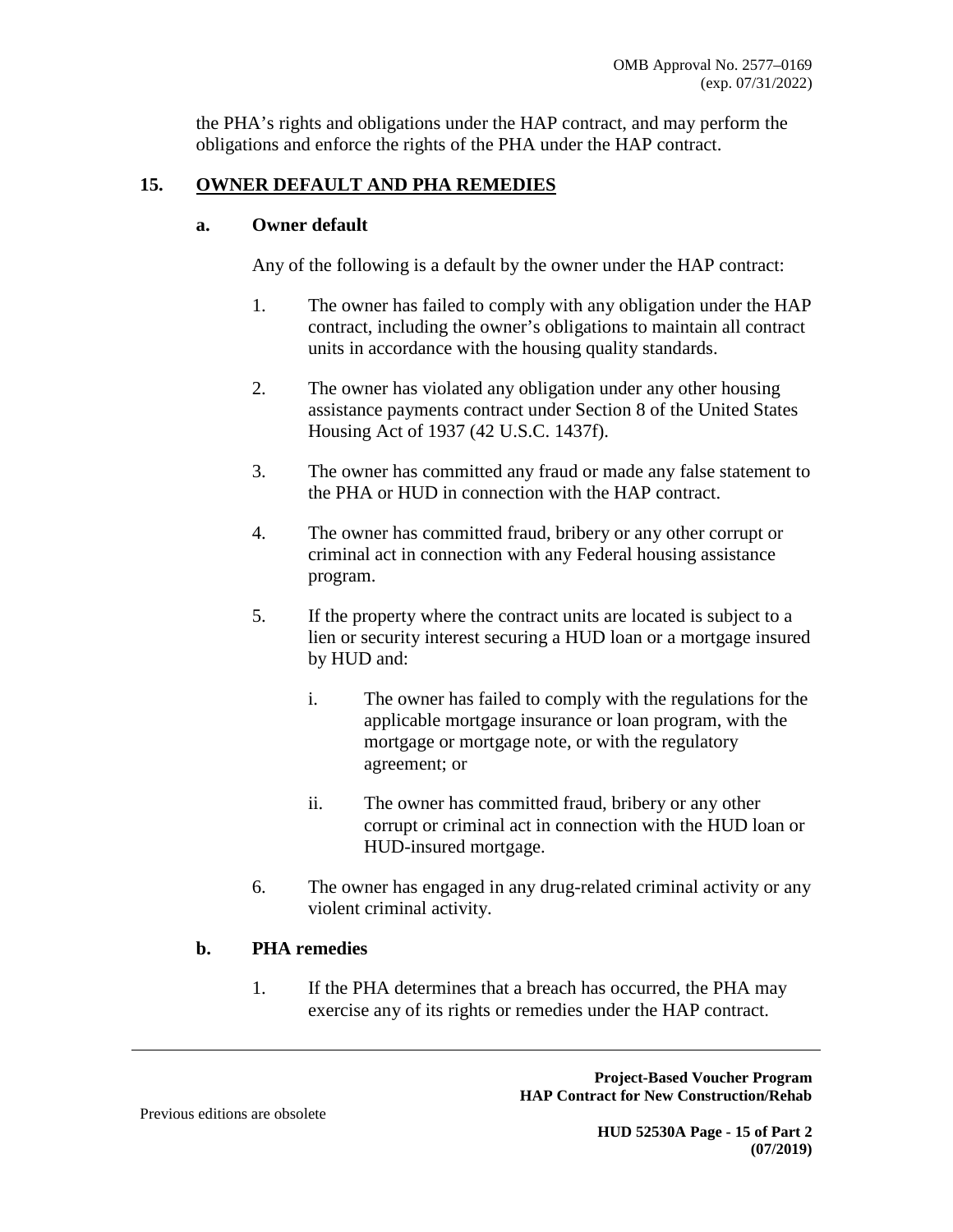the PHA's rights and obligations under the HAP contract, and may perform the obligations and enforce the rights of the PHA under the HAP contract.

## 15. OWNER DEFAULT AND PHA REMEDIES

### a. Owner default

Any of the following is a default by the owner under the HAP contract:

1. The owner has failed to comply with any obligation under the HAP contract, including the owner's obligations to maintain all contract units in accordance with the housing quality standards.

2. The owner has violated any obligation under any other housing assistance payments contract under Section 8 of the United States Housing Act of 1937 (42 U.S.C. 1437f).

3. The owner has committed any fraud or made any false statement to the PHA or HUD in connection with the HAP contract.

4. The owner has committed fraud, bribery or any other corrupt or criminal act in connection with any Federal housing assistance program.

5. If the property where the contract units are located is subject to a lien or security interest securing a HUD loan or a mortgage insured by HUD and:

   i. The owner has failed to comply with the regulations for the applicable mortgage insurance or loan program, with the mortgage or mortgage note, or with the regulatory agreement; or

   ii. The owner has committed fraud, bribery or any other corrupt or criminal act in connection with the HUD loan or HUD-insured mortgage.

6. The owner has engaged in any drug-related criminal activity or any violent criminal activity.

### b. PHA remedies

1. If the PHA determines that a breach has occurred, the PHA may exercise any of its rights or remedies under the HAP contract.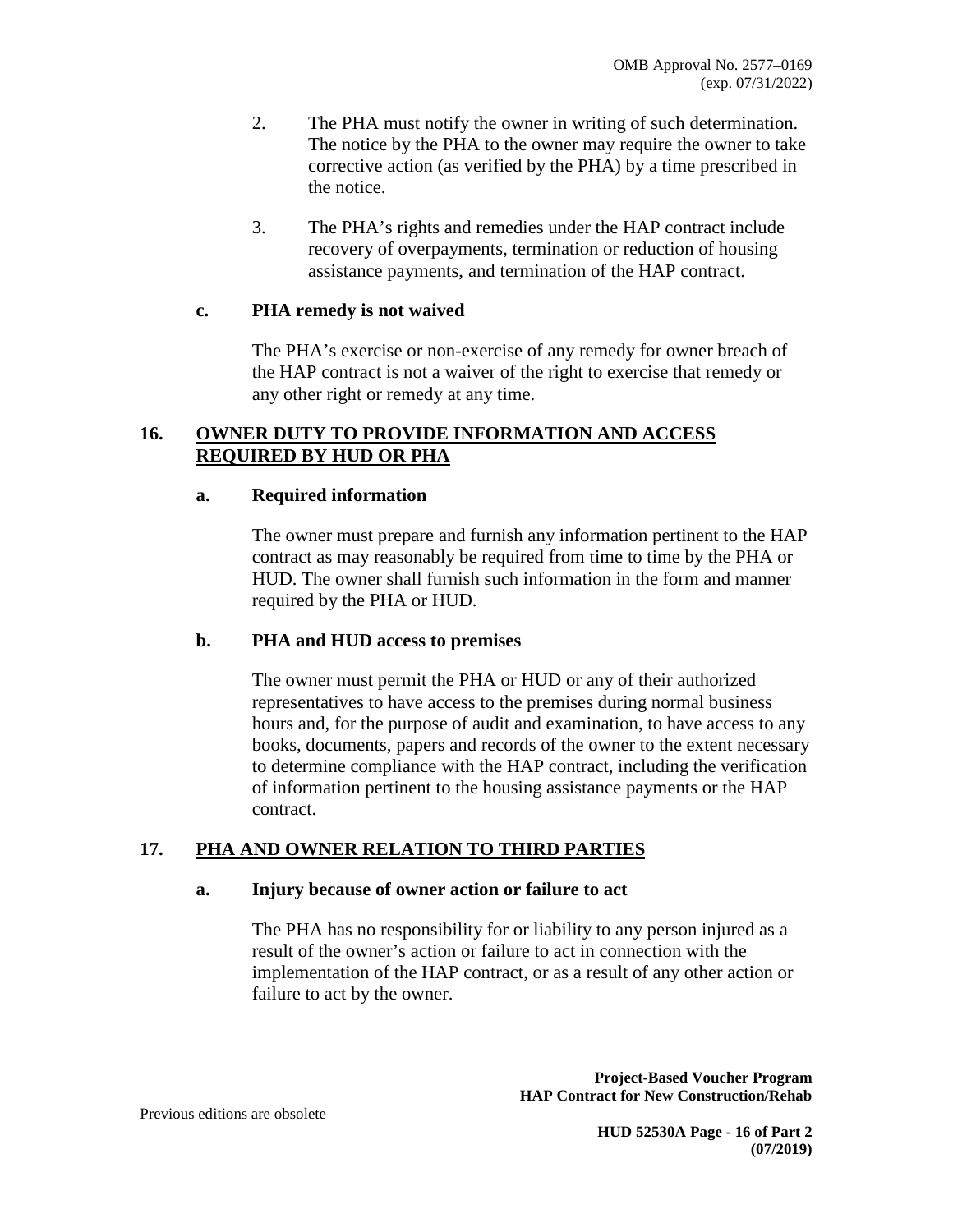2. The PHA must notify the owner in writing of such determination. The notice by the PHA to the owner may require the owner to take corrective action (as verified by the PHA) by a time prescribed in the notice.

3. The PHA's rights and remedies under the HAP contract include recovery of overpayments, termination or reduction of housing assistance payments, and termination of the HAP contract.

**c. PHA remedy is not waived**

The PHA's exercise or non-exercise of any remedy for owner breach of the HAP contract is not a waiver of the right to exercise that remedy or any other right or remedy at any time.

## 16. OWNER DUTY TO PROVIDE INFORMATION AND ACCESS REQUIRED BY HUD OR PHA

**a. Required information**

The owner must prepare and furnish any information pertinent to the HAP contract as may reasonably be required from time to time by the PHA or HUD. The owner shall furnish such information in the form and manner required by the PHA or HUD.

**b. PHA and HUD access to premises**

The owner must permit the PHA or HUD or any of their authorized representatives to have access to the premises during normal business hours and, for the purpose of audit and examination, to have access to any books, documents, papers and records of the owner to the extent necessary to determine compliance with the HAP contract, including the verification of information pertinent to the housing assistance payments or the HAP contract.

## 17. PHA AND OWNER RELATION TO THIRD PARTIES

**a. Injury because of owner action or failure to act**

The PHA has no responsibility for or liability to any person injured as a result of the owner's action or failure to act in connection with the implementation of the HAP contract, or as a result of any other action or failure to act by the owner.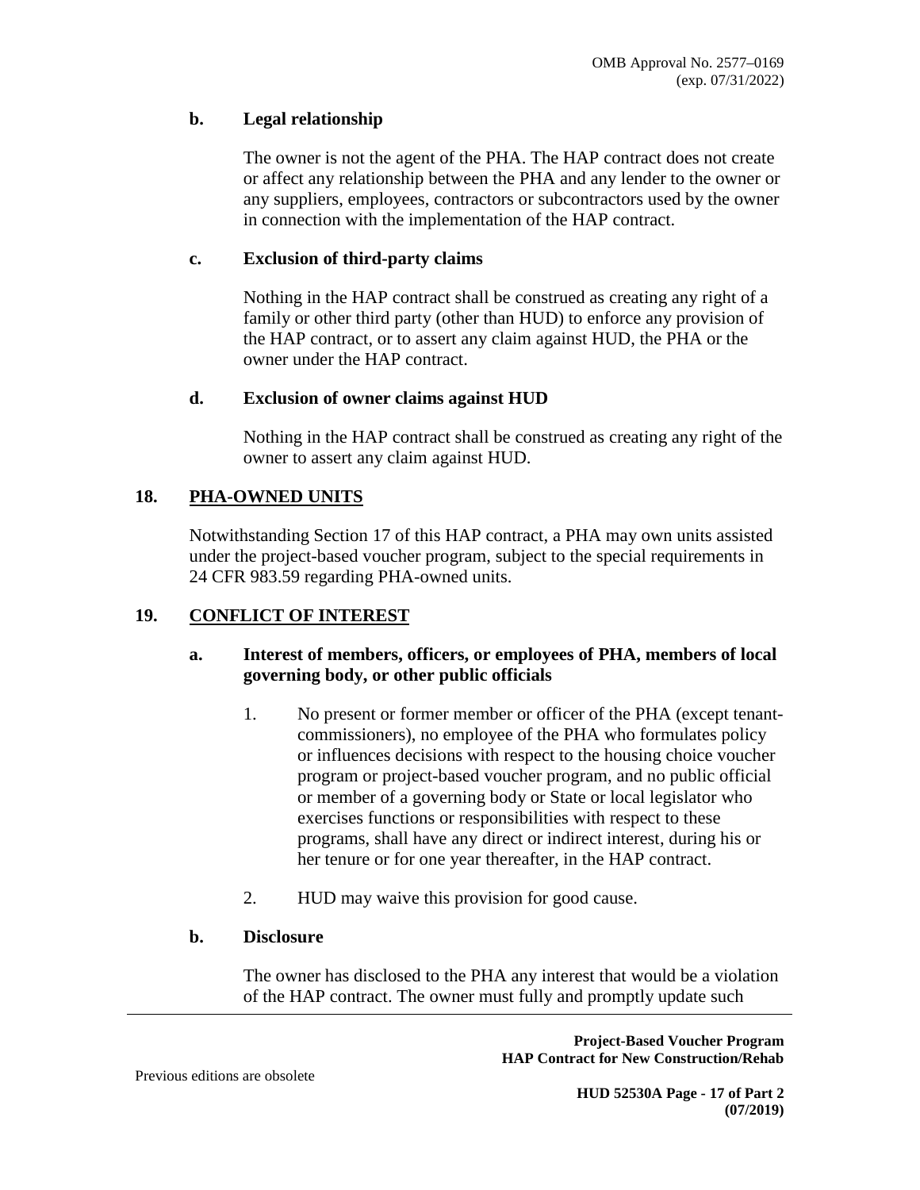**b. Legal relationship**

The owner is not the agent of the PHA. The HAP contract does not create or affect any relationship between the PHA and any lender to the owner or any suppliers, employees, contractors or subcontractors used by the owner in connection with the implementation of the HAP contract.

**c. Exclusion of third-party claims**

Nothing in the HAP contract shall be construed as creating any right of a family or other third party (other than HUD) to enforce any provision of the HAP contract, or to assert any claim against HUD, the PHA or the owner under the HAP contract.

**d. Exclusion of owner claims against HUD**

Nothing in the HAP contract shall be construed as creating any right of the owner to assert any claim against HUD.

## 18. PHA-OWNED UNITS

Notwithstanding Section 17 of this HAP contract, a PHA may own units assisted under the project-based voucher program, subject to the special requirements in 24 CFR 983.59 regarding PHA-owned units.

## 19. CONFLICT OF INTEREST

**a. Interest of members, officers, or employees of PHA, members of local governing body, or other public officials**

1. No present or former member or officer of the PHA (except tenant-commissioners), no employee of the PHA who formulates policy or influences decisions with respect to the housing choice voucher program or project-based voucher program, and no public official or member of a governing body or State or local legislator who exercises functions or responsibilities with respect to these programs, shall have any direct or indirect interest, during his or her tenure or for one year thereafter, in the HAP contract.

2. HUD may waive this provision for good cause.

**b. Disclosure**

The owner has disclosed to the PHA any interest that would be a violation of the HAP contract. The owner must fully and promptly update such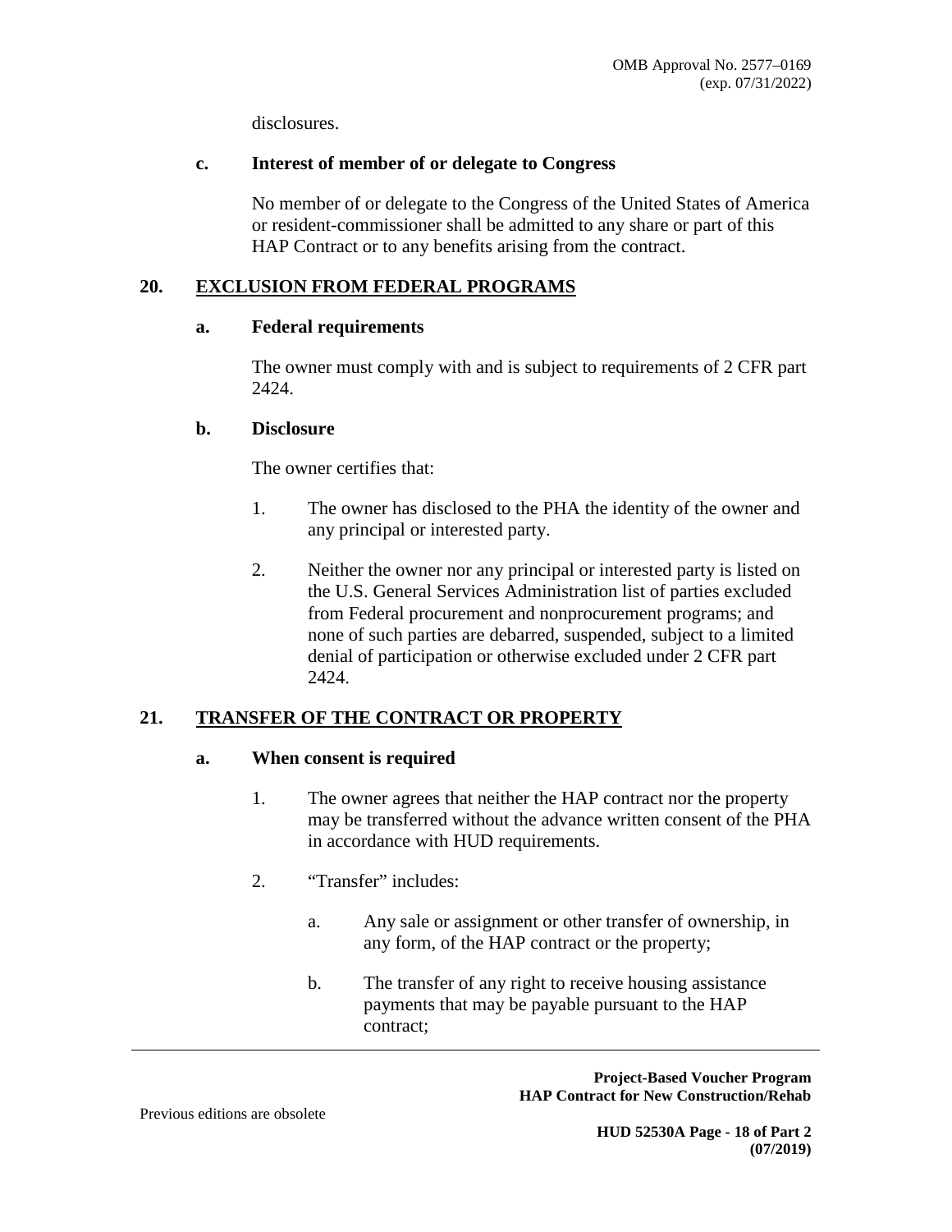disclosures.

### c. Interest of member of or delegate to Congress

No member of or delegate to the Congress of the United States of America or resident-commissioner shall be admitted to any share or part of this HAP Contract or to any benefits arising from the contract.

## 20. EXCLUSION FROM FEDERAL PROGRAMS

### a. Federal requirements

The owner must comply with and is subject to requirements of 2 CFR part 2424.

### b. Disclosure

The owner certifies that:

1. The owner has disclosed to the PHA the identity of the owner and any principal or interested party.

2. Neither the owner nor any principal or interested party is listed on the U.S. General Services Administration list of parties excluded from Federal procurement and nonprocurement programs; and none of such parties are debarred, suspended, subject to a limited denial of participation or otherwise excluded under 2 CFR part 2424.

## 21. TRANSFER OF THE CONTRACT OR PROPERTY

### a. When consent is required

1. The owner agrees that neither the HAP contract nor the property may be transferred without the advance written consent of the PHA in accordance with HUD requirements.

2. "Transfer" includes:

   a. Any sale or assignment or other transfer of ownership, in any form, of the HAP contract or the property;

   b. The transfer of any right to receive housing assistance payments that may be payable pursuant to the HAP contract;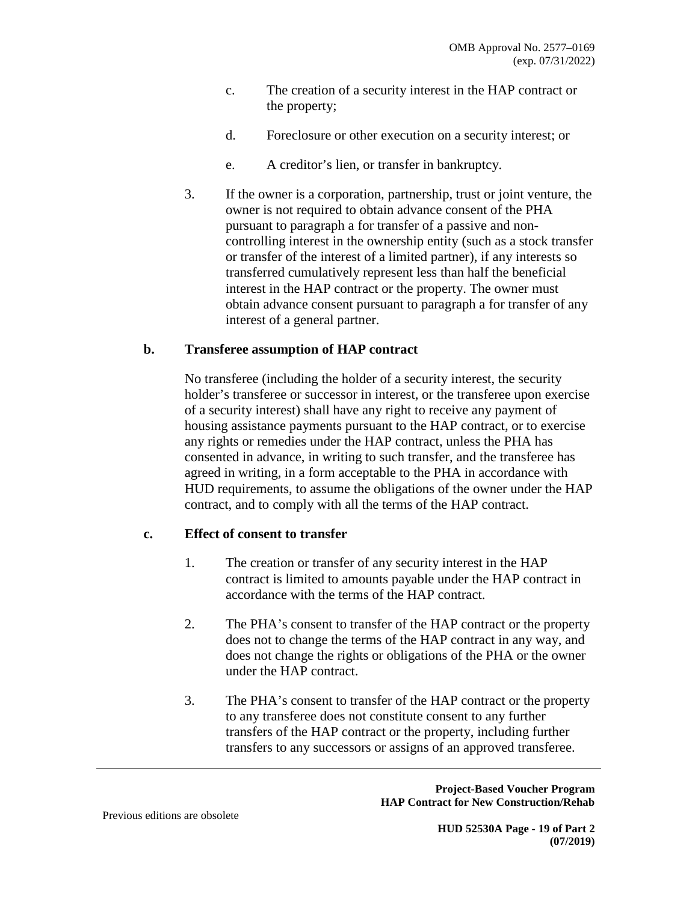c. The creation of a security interest in the HAP contract or the property;

d. Foreclosure or other execution on a security interest; or

e. A creditor's lien, or transfer in bankruptcy.

3. If the owner is a corporation, partnership, trust or joint venture, the owner is not required to obtain advance consent of the PHA pursuant to paragraph a for transfer of a passive and non-controlling interest in the ownership entity (such as a stock transfer or transfer of the interest of a limited partner), if any interests so transferred cumulatively represent less than half the beneficial interest in the HAP contract or the property. The owner must obtain advance consent pursuant to paragraph a for transfer of any interest of a general partner.

**b. Transferee assumption of HAP contract**

No transferee (including the holder of a security interest, the security holder's transferee or successor in interest, or the transferee upon exercise of a security interest) shall have any right to receive any payment of housing assistance payments pursuant to the HAP contract, or to exercise any rights or remedies under the HAP contract, unless the PHA has consented in advance, in writing to such transfer, and the transferee has agreed in writing, in a form acceptable to the PHA in accordance with HUD requirements, to assume the obligations of the owner under the HAP contract, and to comply with all the terms of the HAP contract.

**c. Effect of consent to transfer**

1. The creation or transfer of any security interest in the HAP contract is limited to amounts payable under the HAP contract in accordance with the terms of the HAP contract.

2. The PHA's consent to transfer of the HAP contract or the property does not to change the terms of the HAP contract in any way, and does not change the rights or obligations of the PHA or the owner under the HAP contract.

3. The PHA's consent to transfer of the HAP contract or the property to any transferee does not constitute consent to any further transfers of the HAP contract or the property, including further transfers to any successors or assigns of an approved transferee.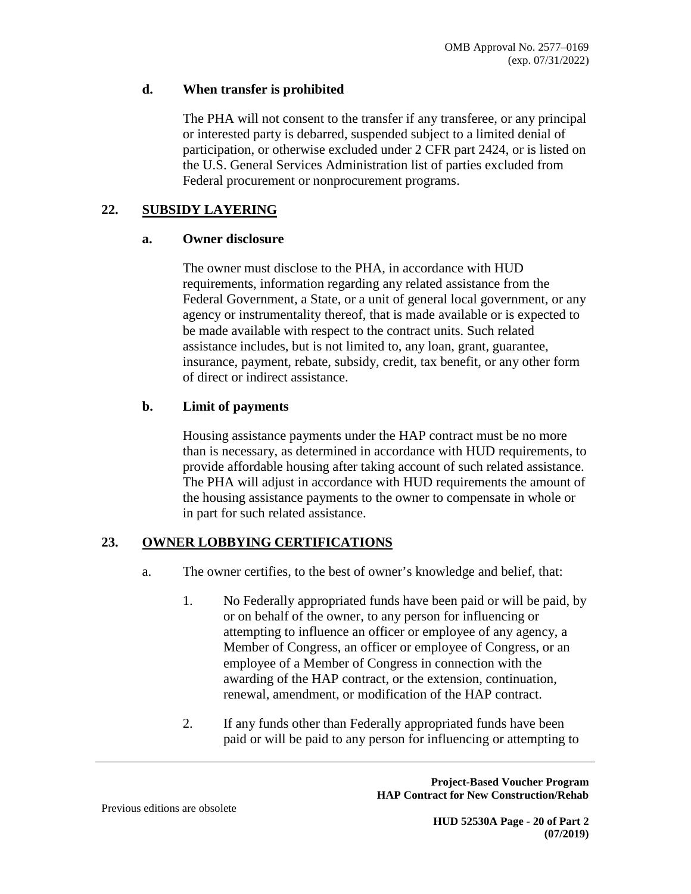### d. When transfer is prohibited

The PHA will not consent to the transfer if any transferee, or any principal or interested party is debarred, suspended subject to a limited denial of participation, or otherwise excluded under 2 CFR part 2424, or is listed on the U.S. General Services Administration list of parties excluded from Federal procurement or nonprocurement programs.

## 22. SUBSIDY LAYERING

### a. Owner disclosure

The owner must disclose to the PHA, in accordance with HUD requirements, information regarding any related assistance from the Federal Government, a State, or a unit of general local government, or any agency or instrumentality thereof, that is made available or is expected to be made available with respect to the contract units. Such related assistance includes, but is not limited to, any loan, grant, guarantee, insurance, payment, rebate, subsidy, credit, tax benefit, or any other form of direct or indirect assistance.

### b. Limit of payments

Housing assistance payments under the HAP contract must be no more than is necessary, as determined in accordance with HUD requirements, to provide affordable housing after taking account of such related assistance. The PHA will adjust in accordance with HUD requirements the amount of the housing assistance payments to the owner to compensate in whole or in part for such related assistance.

## 23. OWNER LOBBYING CERTIFICATIONS

a. The owner certifies, to the best of owner's knowledge and belief, that:

1. No Federally appropriated funds have been paid or will be paid, by or on behalf of the owner, to any person for influencing or attempting to influence an officer or employee of any agency, a Member of Congress, an officer or employee of Congress, or an employee of a Member of Congress in connection with the awarding of the HAP contract, or the extension, continuation, renewal, amendment, or modification of the HAP contract.

2. If any funds other than Federally appropriated funds have been paid or will be paid to any person for influencing or attempting to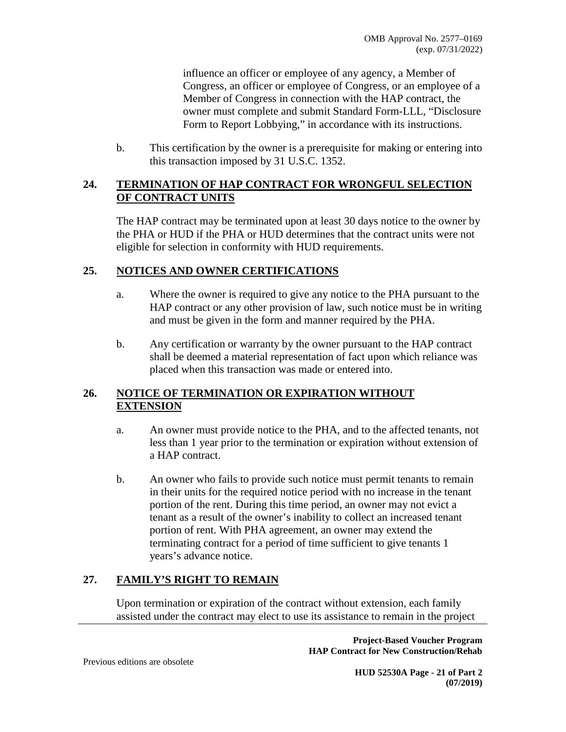influence an officer or employee of any agency, a Member of Congress, an officer or employee of Congress, or an employee of a Member of Congress in connection with the HAP contract, the owner must complete and submit Standard Form-LLL, "Disclosure Form to Report Lobbying," in accordance with its instructions.

b. This certification by the owner is a prerequisite for making or entering into this transaction imposed by 31 U.S.C. 1352.

## 24. TERMINATION OF HAP CONTRACT FOR WRONGFUL SELECTION OF CONTRACT UNITS

The HAP contract may be terminated upon at least 30 days notice to the owner by the PHA or HUD if the PHA or HUD determines that the contract units were not eligible for selection in conformity with HUD requirements.

## 25. NOTICES AND OWNER CERTIFICATIONS

a. Where the owner is required to give any notice to the PHA pursuant to the HAP contract or any other provision of law, such notice must be in writing and must be given in the form and manner required by the PHA.

b. Any certification or warranty by the owner pursuant to the HAP contract shall be deemed a material representation of fact upon which reliance was placed when this transaction was made or entered into.

## 26. NOTICE OF TERMINATION OR EXPIRATION WITHOUT EXTENSION

a. An owner must provide notice to the PHA, and to the affected tenants, not less than 1 year prior to the termination or expiration without extension of a HAP contract.

b. An owner who fails to provide such notice must permit tenants to remain in their units for the required notice period with no increase in the tenant portion of the rent. During this time period, an owner may not evict a tenant as a result of the owner's inability to collect an increased tenant portion of rent. With PHA agreement, an owner may extend the terminating contract for a period of time sufficient to give tenants 1 years's advance notice.

## 27. FAMILY'S RIGHT TO REMAIN

Upon termination or expiration of the contract without extension, each family assisted under the contract may elect to use its assistance to remain in the project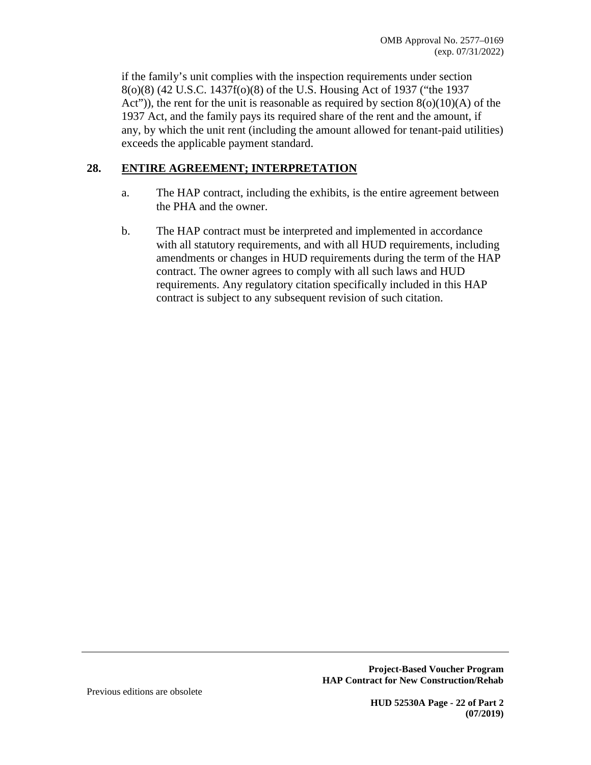if the family's unit complies with the inspection requirements under section 8(o)(8) (42 U.S.C. 1437f(o)(8) of the U.S. Housing Act of 1937 ("the 1937 Act")), the rent for the unit is reasonable as required by section 8(o)(10)(A) of the 1937 Act, and the family pays its required share of the rent and the amount, if any, by which the unit rent (including the amount allowed for tenant-paid utilities) exceeds the applicable payment standard.

## 28. ENTIRE AGREEMENT; INTERPRETATION

a. The HAP contract, including the exhibits, is the entire agreement between the PHA and the owner.

b. The HAP contract must be interpreted and implemented in accordance with all statutory requirements, and with all HUD requirements, including amendments or changes in HUD requirements during the term of the HAP contract. The owner agrees to comply with all such laws and HUD requirements. Any regulatory citation specifically included in this HAP contract is subject to any subsequent revision of such citation.